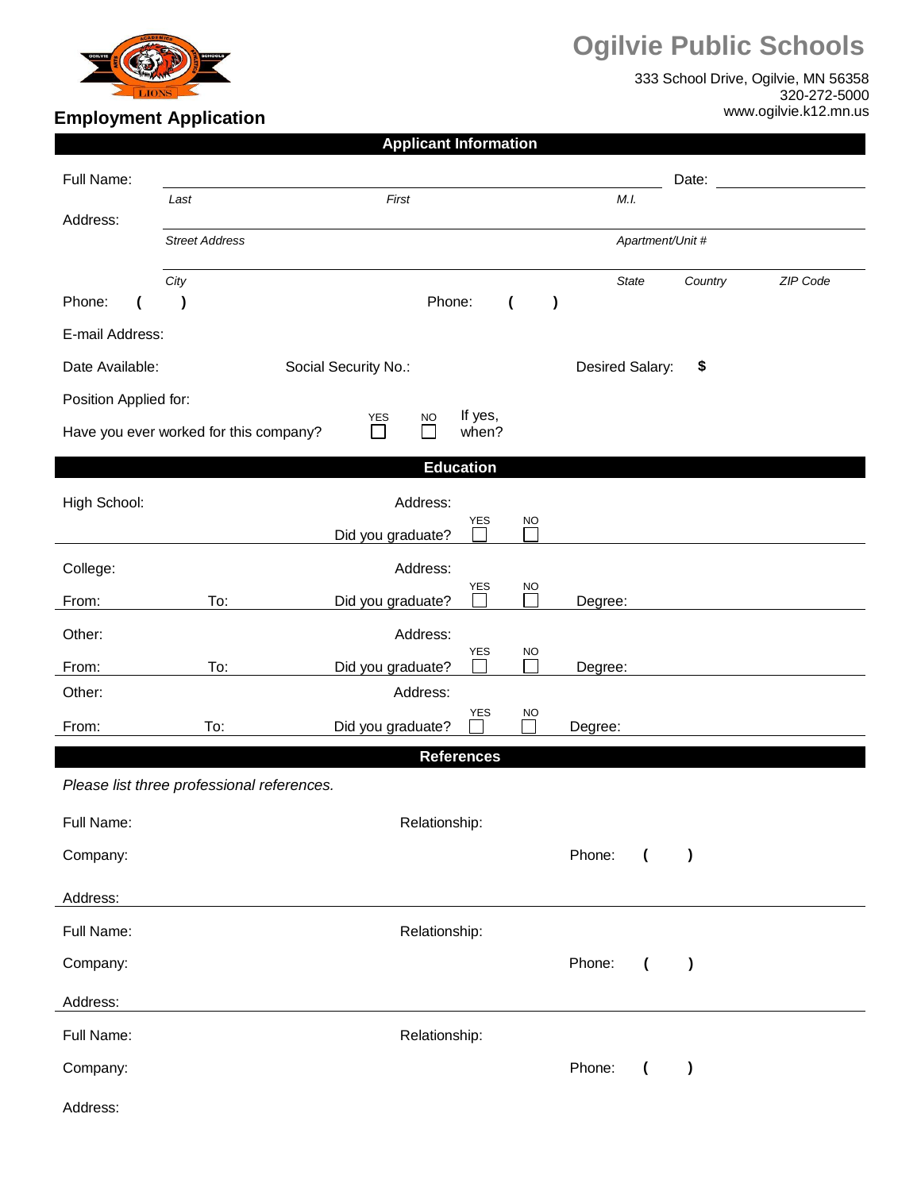# Ogilvie Public Schools

333 School Drive, Ogilvie, MN 56358
320-272-5000
www.ogilvie.k12.mn.us

## Employment Application

### Applicant Information

Full Name: \_\_\_\_\_\_\_\_\_\_\_\_\_\_\_\_\_\_\_\_ Date: \_\_\_\_\_\_\_\_\_\_

*Last* *First* *M.I.*

Address:

*Street Address* *Apartment/Unit #*

*City* *State* *Country* *ZIP Code*

Phone: ( ) Phone: ( )

E-mail Address:

Date Available: Social Security No.: Desired Salary: $

Position Applied for:

Have you ever worked for this company? YES ☐ NO ☐ If yes, when?

### Education

High School: Address:
Did you graduate? YES ☐ NO ☐

College: Address:
From: To: Did you graduate? YES ☐ NO ☐ Degree:

Other: Address:
From: To: Did you graduate? YES ☐ NO ☐ Degree:

Other: Address:
From: To: Did you graduate? YES ☐ NO ☐ Degree:

### References

*Please list three professional references.*

Full Name: Relationship:
Company: Phone: ( )
Address:

Full Name: Relationship:
Company: Phone: ( )
Address:

Full Name: Relationship:
Company: Phone: ( )
Address: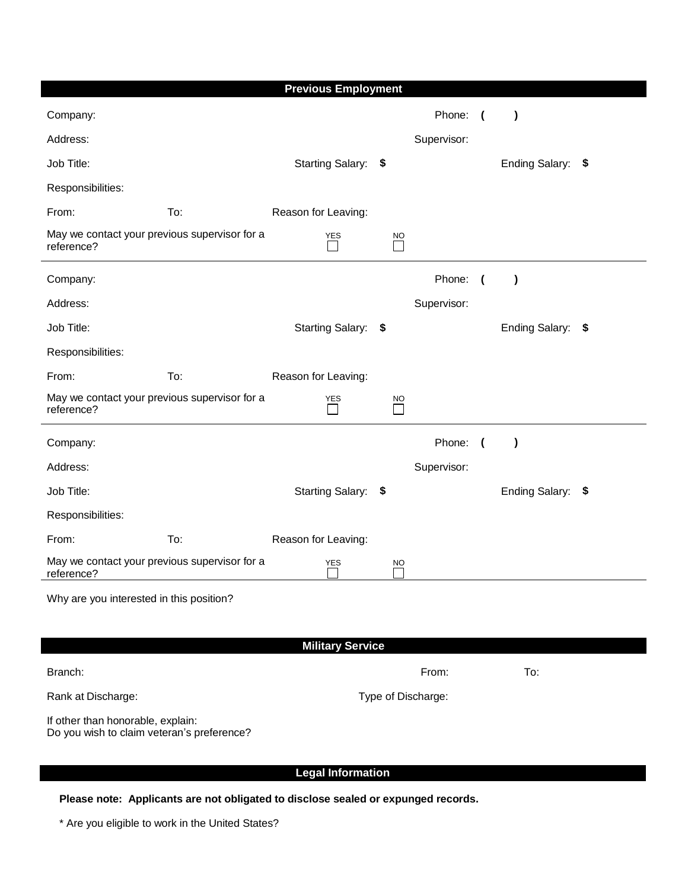## Previous Employment

Company: Phone: ( )

Address: Supervisor:

Job Title: Starting Salary: $ Ending Salary: $

Responsibilities:

From: To: Reason for Leaving:

May we contact your previous supervisor for a reference? YES ☐ NO ☐

---

Company: Phone: ( )

Address: Supervisor:

Job Title: Starting Salary: $ Ending Salary: $

Responsibilities:

From: To: Reason for Leaving:

May we contact your previous supervisor for a reference? YES ☐ NO ☐

---

Company: Phone: ( )

Address: Supervisor:

Job Title: Starting Salary: $ Ending Salary: $

Responsibilities:

From: To: Reason for Leaving:

May we contact your previous supervisor for a reference? YES ☐ NO ☐

---

Why are you interested in this position?

## Military Service

Branch: From: To:

Rank at Discharge: Type of Discharge:

If other than honorable, explain:
Do you wish to claim veteran's preference?

## Legal Information

**Please note: Applicants are not obligated to disclose sealed or expunged records.**

* Are you eligible to work in the United States?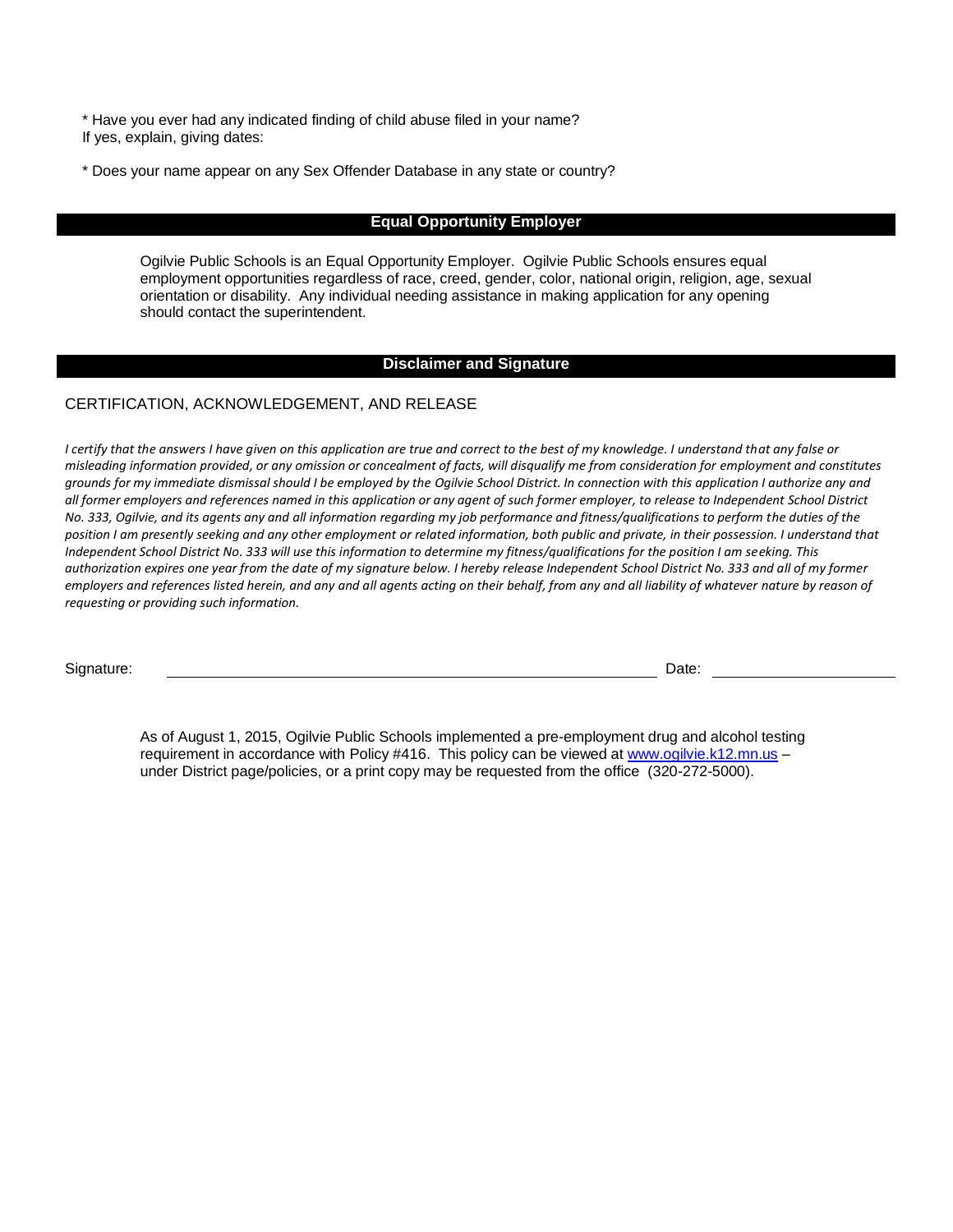* Have you ever had any indicated finding of child abuse filed in your name?
If yes, explain, giving dates:

* Does your name appear on any Sex Offender Database in any state or country?

## Equal Opportunity Employer

Ogilvie Public Schools is an Equal Opportunity Employer. Ogilvie Public Schools ensures equal employment opportunities regardless of race, creed, gender, color, national origin, religion, age, sexual orientation or disability. Any individual needing assistance in making application for any opening should contact the superintendent.

## Disclaimer and Signature

CERTIFICATION, ACKNOWLEDGEMENT, AND RELEASE

*I certify that the answers I have given on this application are true and correct to the best of my knowledge. I understand that any false or misleading information provided, or any omission or concealment of facts, will disqualify me from consideration for employment and constitutes grounds for my immediate dismissal should I be employed by the Ogilvie School District. In connection with this application I authorize any and all former employers and references named in this application or any agent of such former employer, to release to Independent School District No. 333, Ogilvie, and its agents any and all information regarding my job performance and fitness/qualifications to perform the duties of the position I am presently seeking and any other employment or related information, both public and private, in their possession. I understand that Independent School District No. 333 will use this information to determine my fitness/qualifications for the position I am seeking. This authorization expires one year from the date of my signature below. I hereby release Independent School District No. 333 and all of my former employers and references listed herein, and any and all agents acting on their behalf, from any and all liability of whatever nature by reason of requesting or providing such information.*

Signature: ______________________________ Date: ______________

As of August 1, 2015, Ogilvie Public Schools implemented a pre-employment drug and alcohol testing requirement in accordance with Policy #416. This policy can be viewed at www.ogilvie.k12.mn.us – under District page/policies, or a print copy may be requested from the office (320-272-5000).